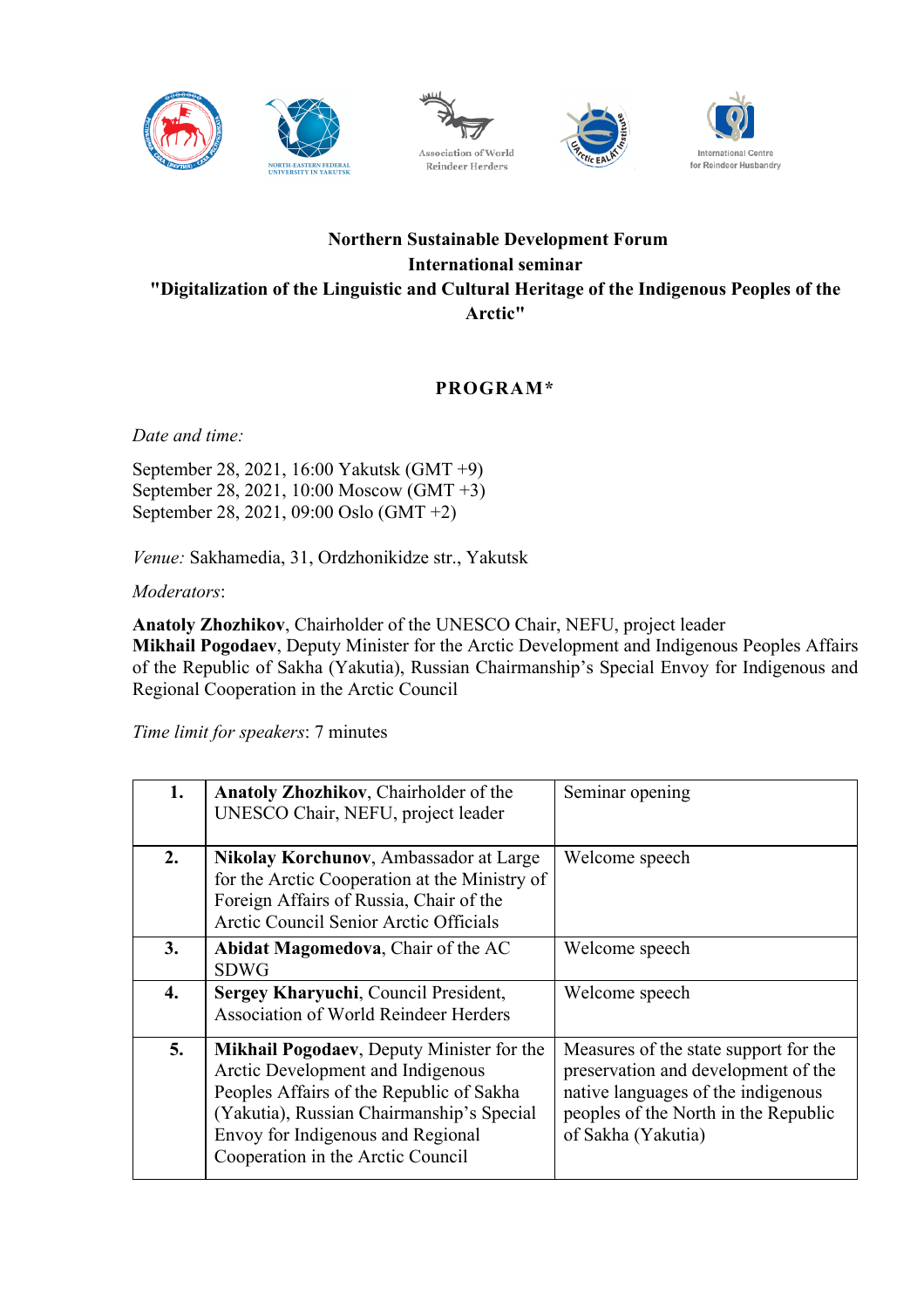Association of World Reindeer Herders

International Centre for Reindeer Husbandry

NORTH-EASTERN FEDERAL UNIVERSITY IN YAKUTSK

**Northern Sustainable Development Forum**
**International seminar**
**"Digitalization of the Linguistic and Cultural Heritage of the Indigenous Peoples of the Arctic"**

**PROGRAM***

*Date and time:*

September 28, 2021, 16:00 Yakutsk (GMT +9)
September 28, 2021, 10:00 Moscow (GMT +3)
September 28, 2021, 09:00 Oslo (GMT +2)

*Venue:* Sakhamedia, 31, Ordzhonikidze str., Yakutsk

*Moderators*:

**Anatoly Zhozhikov**, Chairholder of the UNESCO Chair, NEFU, project leader
**Mikhail Pogodaev**, Deputy Minister for the Arctic Development and Indigenous Peoples Affairs of the Republic of Sakha (Yakutia), Russian Chairmanship's Special Envoy for Indigenous and Regional Cooperation in the Arctic Council

*Time limit for speakers*: 7 minutes

| | | |
|---|---|---|
| **1.** | **Anatoly Zhozhikov**, Chairholder of the UNESCO Chair, NEFU, project leader | Seminar opening |
| **2.** | **Nikolay Korchunov**, Ambassador at Large for the Arctic Cooperation at the Ministry of Foreign Affairs of Russia, Chair of the Arctic Council Senior Arctic Officials | Welcome speech |
| **3.** | **Abidat Magomedova**, Chair of the AC SDWG | Welcome speech |
| **4.** | **Sergey Kharyuchi**, Council President, Association of World Reindeer Herders | Welcome speech |
| **5.** | **Mikhail Pogodaev**, Deputy Minister for the Arctic Development and Indigenous Peoples Affairs of the Republic of Sakha (Yakutia), Russian Chairmanship's Special Envoy for Indigenous and Regional Cooperation in the Arctic Council | Measures of the state support for the preservation and development of the native languages of the indigenous peoples of the North in the Republic of Sakha (Yakutia) |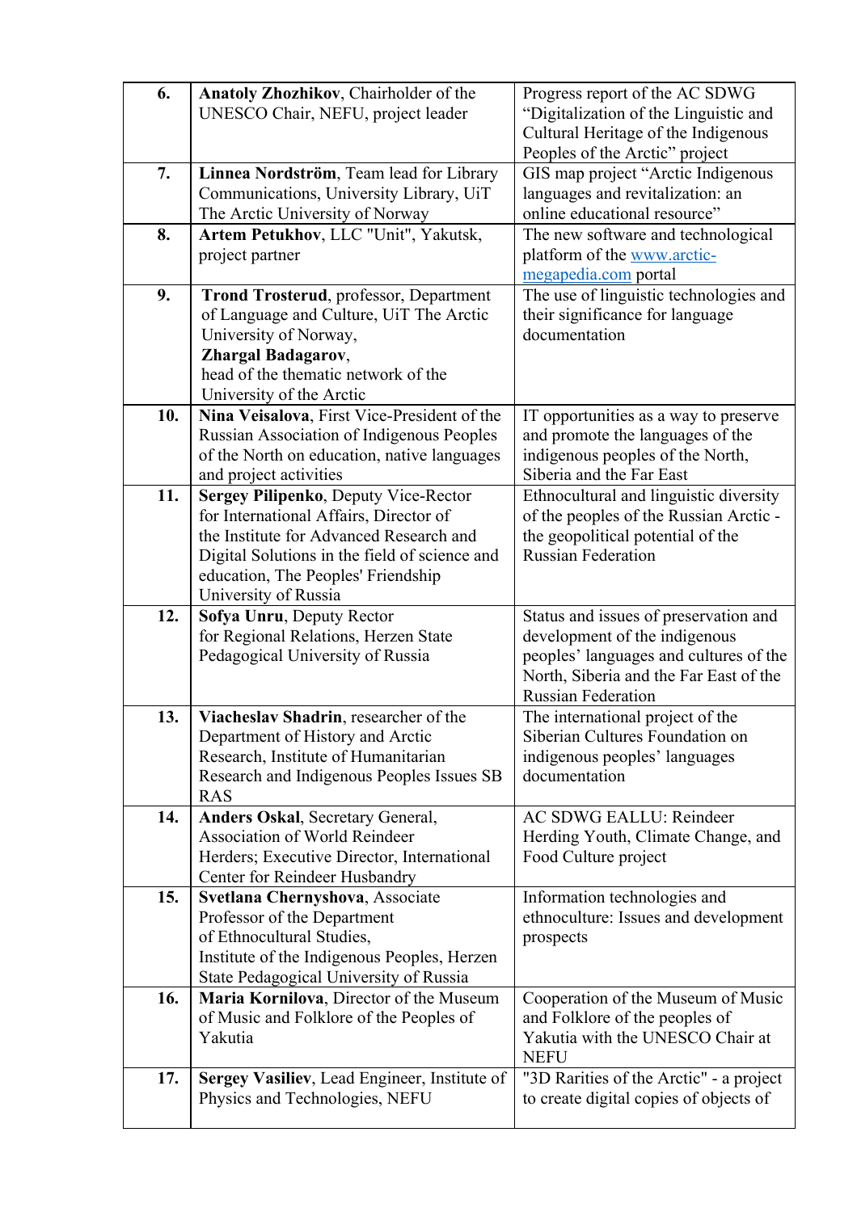| | | |
|---|---|---|
| **6.** | **Anatoly Zhozhikov**, Chairholder of the UNESCO Chair, NEFU, project leader | Progress report of the AC SDWG "Digitalization of the Linguistic and Cultural Heritage of the Indigenous Peoples of the Arctic" project |
| **7.** | **Linnea Nordström**, Team lead for Library Communications, University Library, UiT The Arctic University of Norway | GIS map project "Arctic Indigenous languages and revitalization: an online educational resource" |
| **8.** | **Artem Petukhov**, LLC "Unit", Yakutsk, project partner | The new software and technological platform of the [www.arctic-megapedia.com](http://www.arctic-megapedia.com) portal |
| **9.** | **Trond Trosterud**, professor, Department of Language and Culture, UiT The Arctic University of Norway, **Zhargal Badagarov**, head of the thematic network of the University of the Arctic | The use of linguistic technologies and their significance for language documentation |
| **10.** | **Nina Veisalova**, First Vice-President of the Russian Association of Indigenous Peoples of the North on education, native languages and project activities | IT opportunities as a way to preserve and promote the languages of the indigenous peoples of the North, Siberia and the Far East |
| **11.** | **Sergey Pilipenko**, Deputy Vice-Rector for International Affairs, Director of the Institute for Advanced Research and Digital Solutions in the field of science and education, The Peoples' Friendship University of Russia | Ethnocultural and linguistic diversity of the peoples of the Russian Arctic - the geopolitical potential of the Russian Federation |
| **12.** | **Sofya Unru**, Deputy Rector for Regional Relations, Herzen State Pedagogical University of Russia | Status and issues of preservation and development of the indigenous peoples' languages and cultures of the North, Siberia and the Far East of the Russian Federation |
| **13.** | **Viacheslav Shadrin**, researcher of the Department of History and Arctic Research, Institute of Humanitarian Research and Indigenous Peoples Issues SB RAS | The international project of the Siberian Cultures Foundation on indigenous peoples' languages documentation |
| **14.** | **Anders Oskal**, Secretary General, Association of World Reindeer Herders; Executive Director, International Center for Reindeer Husbandry | AC SDWG EALLU: Reindeer Herding Youth, Climate Change, and Food Culture project |
| **15.** | **Svetlana Chernyshova**, Associate Professor of the Department of Ethnocultural Studies, Institute of the Indigenous Peoples, Herzen State Pedagogical University of Russia | Information technologies and ethnoculture: Issues and development prospects |
| **16.** | **Maria Kornilova**, Director of the Museum of Music and Folklore of the Peoples of Yakutia | Cooperation of the Museum of Music and Folklore of the peoples of Yakutia with the UNESCO Chair at NEFU |
| **17.** | **Sergey Vasiliev**, Lead Engineer, Institute of Physics and Technologies, NEFU | "3D Rarities of the Arctic" - a project to create digital copies of objects of |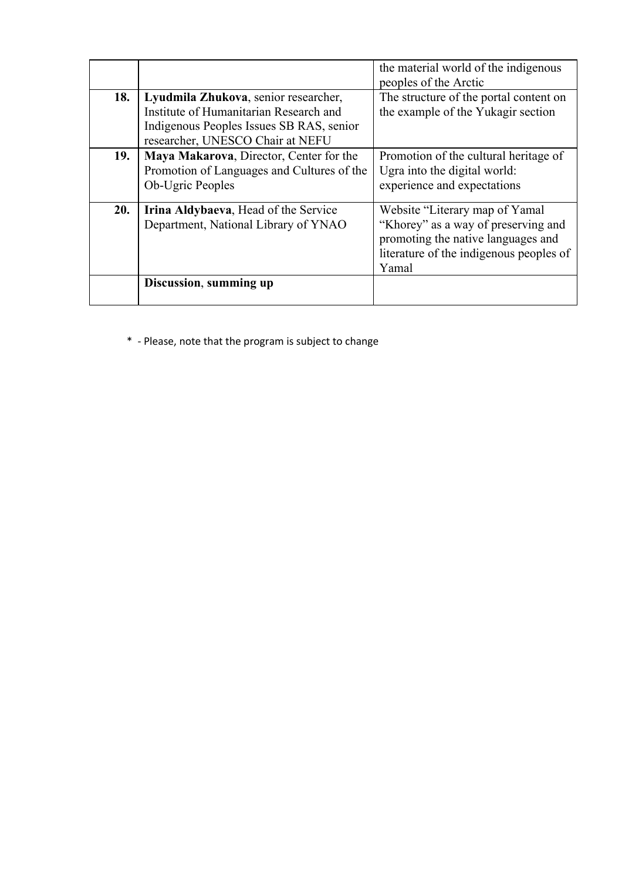| | | |
|---|---|---|
| | | the material world of the indigenous peoples of the Arctic |
| **18.** | **Lyudmila Zhukova**, senior researcher, Institute of Humanitarian Research and Indigenous Peoples Issues SB RAS, senior researcher, UNESCO Chair at NEFU | The structure of the portal content on the example of the Yukagir section |
| **19.** | **Maya Makarova**, Director, Center for the Promotion of Languages and Cultures of the Ob-Ugric Peoples | Promotion of the cultural heritage of Ugra into the digital world: experience and expectations |
| **20.** | **Irina Aldybaeva**, Head of the Service Department, National Library of YNAO | Website "Literary map of Yamal "Khorey" as a way of preserving and promoting the native languages and literature of the indigenous peoples of Yamal |
| | **Discussion**, **summing up** | |

\* - Please, note that the program is subject to change